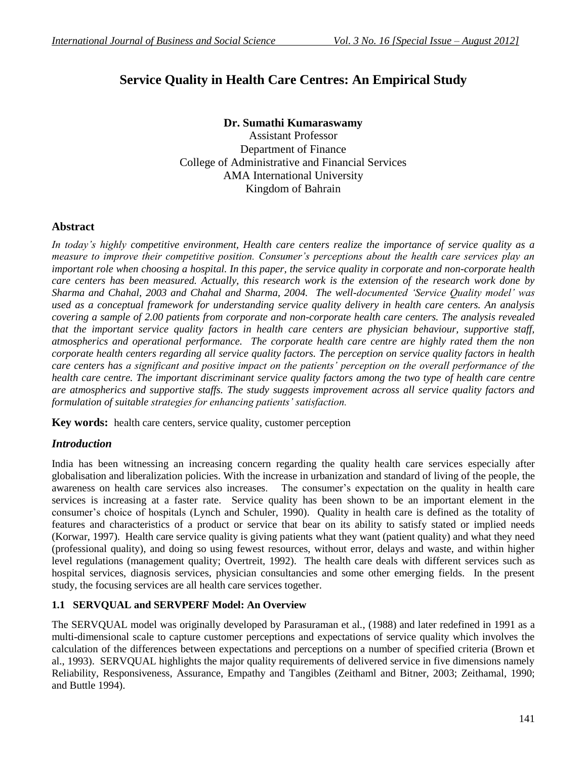# Service Quality in Health Care Centres: An Empirical Study

**Dr. Sumathi Kumaraswamy**
Assistant Professor
Department of Finance
College of Administrative and Financial Services
AMA International University
Kingdom of Bahrain

## Abstract

*In today's highly competitive environment, Health care centers realize the importance of service quality as a measure to improve their competitive position. Consumer's perceptions about the health care services play an important role when choosing a hospital. In this paper, the service quality in corporate and non-corporate health care centers has been measured. Actually, this research work is the extension of the research work done by Sharma and Chahal, 2003 and Chahal and Sharma, 2004. The well-documented 'Service Quality model' was used as a conceptual framework for understanding service quality delivery in health care centers. An analysis covering a sample of 2.00 patients from corporate and non-corporate health care centers. The analysis revealed that the important service quality factors in health care centers are physician behaviour, supportive staff, atmospherics and operational performance. The corporate health care centre are highly rated them the non corporate health centers regarding all service quality factors. The perception on service quality factors in health care centers has a significant and positive impact on the patients' perception on the overall performance of the health care centre. The important discriminant service quality factors among the two type of health care centre are atmospherics and supportive staffs. The study suggests improvement across all service quality factors and formulation of suitable strategies for enhancing patients' satisfaction.*

**Key words:** health care centers, service quality, customer perception

## *Introduction*

India has been witnessing an increasing concern regarding the quality health care services especially after globalisation and liberalization policies. With the increase in urbanization and standard of living of the people, the awareness on health care services also increases. The consumer's expectation on the quality in health care services is increasing at a faster rate. Service quality has been shown to be an important element in the consumer's choice of hospitals (Lynch and Schuler, 1990). Quality in health care is defined as the totality of features and characteristics of a product or service that bear on its ability to satisfy stated or implied needs (Korwar, 1997). Health care service quality is giving patients what they want (patient quality) and what they need (professional quality), and doing so using fewest resources, without error, delays and waste, and within higher level regulations (management quality; Overtreit, 1992). The health care deals with different services such as hospital services, diagnosis services, physician consultancies and some other emerging fields. In the present study, the focusing services are all health care services together.

### 1.1 SERVQUAL and SERVPERF Model: An Overview

The SERVQUAL model was originally developed by Parasuraman et al., (1988) and later redefined in 1991 as a multi-dimensional scale to capture customer perceptions and expectations of service quality which involves the calculation of the differences between expectations and perceptions on a number of specified criteria (Brown et al., 1993). SERVQUAL highlights the major quality requirements of delivered service in five dimensions namely Reliability, Responsiveness, Assurance, Empathy and Tangibles (Zeithaml and Bitner, 2003; Zeithamal, 1990; and Buttle 1994).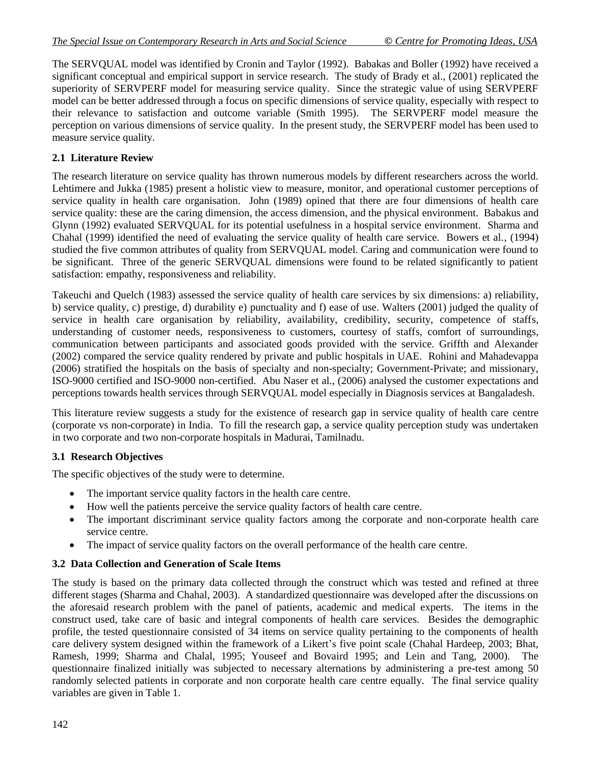The SERVQUAL model was identified by Cronin and Taylor (1992). Babakas and Boller (1992) have received a significant conceptual and empirical support in service research. The study of Brady et al., (2001) replicated the superiority of SERVPERF model for measuring service quality. Since the strategic value of using SERVPERF model can be better addressed through a focus on specific dimensions of service quality, especially with respect to their relevance to satisfaction and outcome variable (Smith 1995). The SERVPERF model measure the perception on various dimensions of service quality. In the present study, the SERVPERF model has been used to measure service quality.

### 2.1 Literature Review

The research literature on service quality has thrown numerous models by different researchers across the world. Lehtimere and Jukka (1985) present a holistic view to measure, monitor, and operational customer perceptions of service quality in health care organisation. John (1989) opined that there are four dimensions of health care service quality: these are the caring dimension, the access dimension, and the physical environment. Babakus and Glynn (1992) evaluated SERVQUAL for its potential usefulness in a hospital service environment. Sharma and Chahal (1999) identified the need of evaluating the service quality of health care service. Bowers et al., (1994) studied the five common attributes of quality from SERVQUAL model. Caring and communication were found to be significant. Three of the generic SERVQUAL dimensions were found to be related significantly to patient satisfaction: empathy, responsiveness and reliability.

Takeuchi and Quelch (1983) assessed the service quality of health care services by six dimensions: a) reliability, b) service quality, c) prestige, d) durability e) punctuality and f) ease of use. Walters (2001) judged the quality of service in health care organisation by reliability, availability, credibility, security, competence of staffs, understanding of customer needs, responsiveness to customers, courtesy of staffs, comfort of surroundings, communication between participants and associated goods provided with the service. Griffth and Alexander (2002) compared the service quality rendered by private and public hospitals in UAE. Rohini and Mahadevappa (2006) stratified the hospitals on the basis of specialty and non-specialty; Government-Private; and missionary, ISO-9000 certified and ISO-9000 non-certified. Abu Naser et al., (2006) analysed the customer expectations and perceptions towards health services through SERVQUAL model especially in Diagnosis services at Bangaladesh.

This literature review suggests a study for the existence of research gap in service quality of health care centre (corporate vs non-corporate) in India. To fill the research gap, a service quality perception study was undertaken in two corporate and two non-corporate hospitals in Madurai, Tamilnadu.

### 3.1 Research Objectives

The specific objectives of the study were to determine.

- The important service quality factors in the health care centre.
- How well the patients perceive the service quality factors of health care centre.
- The important discriminant service quality factors among the corporate and non-corporate health care service centre.
- The impact of service quality factors on the overall performance of the health care centre.

### 3.2 Data Collection and Generation of Scale Items

The study is based on the primary data collected through the construct which was tested and refined at three different stages (Sharma and Chahal, 2003). A standardized questionnaire was developed after the discussions on the aforesaid research problem with the panel of patients, academic and medical experts. The items in the construct used, take care of basic and integral components of health care services. Besides the demographic profile, the tested questionnaire consisted of 34 items on service quality pertaining to the components of health care delivery system designed within the framework of a Likert's five point scale (Chahal Hardeep, 2003; Bhat, Ramesh, 1999; Sharma and Chalal, 1995; Youseef and Bovaird 1995; and Lein and Tang, 2000). The questionnaire finalized initially was subjected to necessary alternations by administering a pre-test among 50 randomly selected patients in corporate and non corporate health care centre equally. The final service quality variables are given in Table 1.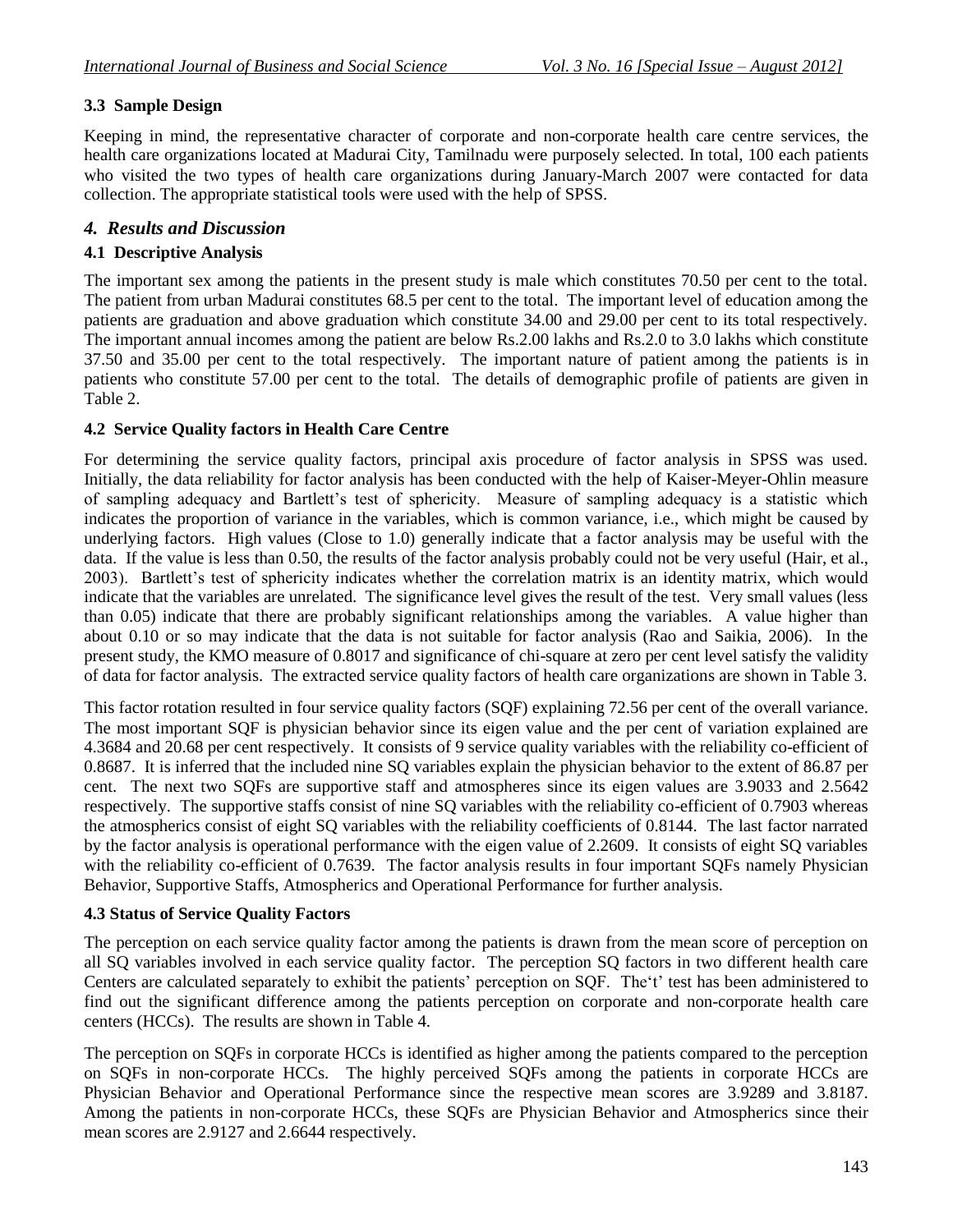### 3.3 Sample Design

Keeping in mind, the representative character of corporate and non-corporate health care centre services, the health care organizations located at Madurai City, Tamilnadu were purposely selected. In total, 100 each patients who visited the two types of health care organizations during January-March 2007 were contacted for data collection. The appropriate statistical tools were used with the help of SPSS.

## *4. Results and Discussion*

### 4.1 Descriptive Analysis

The important sex among the patients in the present study is male which constitutes 70.50 per cent to the total. The patient from urban Madurai constitutes 68.5 per cent to the total. The important level of education among the patients are graduation and above graduation which constitute 34.00 and 29.00 per cent to its total respectively. The important annual incomes among the patient are below Rs.2.00 lakhs and Rs.2.0 to 3.0 lakhs which constitute 37.50 and 35.00 per cent to the total respectively. The important nature of patient among the patients is in patients who constitute 57.00 per cent to the total. The details of demographic profile of patients are given in Table 2.

### 4.2 Service Quality factors in Health Care Centre

For determining the service quality factors, principal axis procedure of factor analysis in SPSS was used. Initially, the data reliability for factor analysis has been conducted with the help of Kaiser-Meyer-Ohlin measure of sampling adequacy and Bartlett's test of sphericity. Measure of sampling adequacy is a statistic which indicates the proportion of variance in the variables, which is common variance, i.e., which might be caused by underlying factors. High values (Close to 1.0) generally indicate that a factor analysis may be useful with the data. If the value is less than 0.50, the results of the factor analysis probably could not be very useful (Hair, et al., 2003). Bartlett's test of sphericity indicates whether the correlation matrix is an identity matrix, which would indicate that the variables are unrelated. The significance level gives the result of the test. Very small values (less than 0.05) indicate that there are probably significant relationships among the variables. A value higher than about 0.10 or so may indicate that the data is not suitable for factor analysis (Rao and Saikia, 2006). In the present study, the KMO measure of 0.8017 and significance of chi-square at zero per cent level satisfy the validity of data for factor analysis. The extracted service quality factors of health care organizations are shown in Table 3.

This factor rotation resulted in four service quality factors (SQF) explaining 72.56 per cent of the overall variance. The most important SQF is physician behavior since its eigen value and the per cent of variation explained are 4.3684 and 20.68 per cent respectively. It consists of 9 service quality variables with the reliability co-efficient of 0.8687. It is inferred that the included nine SQ variables explain the physician behavior to the extent of 86.87 per cent. The next two SQFs are supportive staff and atmospheres since its eigen values are 3.9033 and 2.5642 respectively. The supportive staffs consist of nine SQ variables with the reliability co-efficient of 0.7903 whereas the atmospherics consist of eight SQ variables with the reliability coefficients of 0.8144. The last factor narrated by the factor analysis is operational performance with the eigen value of 2.2609. It consists of eight SQ variables with the reliability co-efficient of 0.7639. The factor analysis results in four important SQFs namely Physician Behavior, Supportive Staffs, Atmospherics and Operational Performance for further analysis.

### 4.3 Status of Service Quality Factors

The perception on each service quality factor among the patients is drawn from the mean score of perception on all SQ variables involved in each service quality factor. The perception SQ factors in two different health care Centers are calculated separately to exhibit the patients' perception on SQF. The't' test has been administered to find out the significant difference among the patients perception on corporate and non-corporate health care centers (HCCs). The results are shown in Table 4.

The perception on SQFs in corporate HCCs is identified as higher among the patients compared to the perception on SQFs in non-corporate HCCs. The highly perceived SQFs among the patients in corporate HCCs are Physician Behavior and Operational Performance since the respective mean scores are 3.9289 and 3.8187. Among the patients in non-corporate HCCs, these SQFs are Physician Behavior and Atmospherics since their mean scores are 2.9127 and 2.6644 respectively.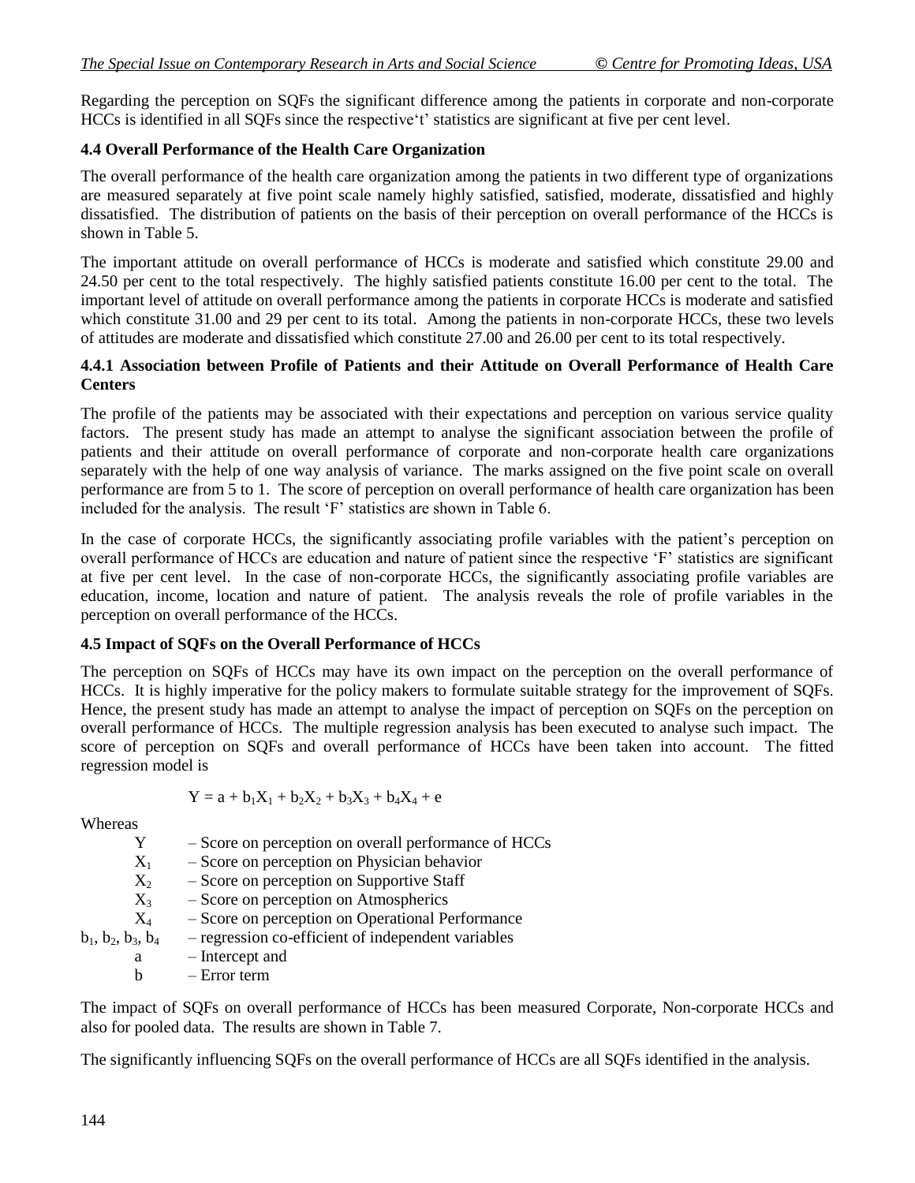Regarding the perception on SQFs the significant difference among the patients in corporate and non-corporate HCCs is identified in all SQFs since the respective't' statistics are significant at five per cent level.

### 4.4 Overall Performance of the Health Care Organization

The overall performance of the health care organization among the patients in two different type of organizations are measured separately at five point scale namely highly satisfied, satisfied, moderate, dissatisfied and highly dissatisfied. The distribution of patients on the basis of their perception on overall performance of the HCCs is shown in Table 5.

The important attitude on overall performance of HCCs is moderate and satisfied which constitute 29.00 and 24.50 per cent to the total respectively. The highly satisfied patients constitute 16.00 per cent to the total. The important level of attitude on overall performance among the patients in corporate HCCs is moderate and satisfied which constitute 31.00 and 29 per cent to its total. Among the patients in non-corporate HCCs, these two levels of attitudes are moderate and dissatisfied which constitute 27.00 and 26.00 per cent to its total respectively.

#### 4.4.1 Association between Profile of Patients and their Attitude on Overall Performance of Health Care Centers

The profile of the patients may be associated with their expectations and perception on various service quality factors. The present study has made an attempt to analyse the significant association between the profile of patients and their attitude on overall performance of corporate and non-corporate health care organizations separately with the help of one way analysis of variance. The marks assigned on the five point scale on overall performance are from 5 to 1. The score of perception on overall performance of health care organization has been included for the analysis. The result 'F' statistics are shown in Table 6.

In the case of corporate HCCs, the significantly associating profile variables with the patient's perception on overall performance of HCCs are education and nature of patient since the respective 'F' statistics are significant at five per cent level. In the case of non-corporate HCCs, the significantly associating profile variables are education, income, location and nature of patient. The analysis reveals the role of profile variables in the perception on overall performance of the HCCs.

### 4.5 Impact of SQFs on the Overall Performance of HCCs

The perception on SQFs of HCCs may have its own impact on the perception on the overall performance of HCCs. It is highly imperative for the policy makers to formulate suitable strategy for the improvement of SQFs. Hence, the present study has made an attempt to analyse the impact of perception on SQFs on the perception on overall performance of HCCs. The multiple regression analysis has been executed to analyse such impact. The score of perception on SQFs and overall performance of HCCs have been taken into account. The fitted regression model is

$$Y = a + b_1X_1 + b_2X_2 + b_3X_3 + b_4X_4 + e$$

Whereas

- $Y$ – Score on perception on overall performance of HCCs
- $X_1$ – Score on perception on Physician behavior
- $X_2$ – Score on perception on Supportive Staff
- $X_3$ – Score on perception on Atmospherics
- $X_4$ – Score on perception on Operational Performance
- $b_1, b_2, b_3, b_4$ – regression co-efficient of independent variables
- $a$ – Intercept and
- $b$ – Error term

The impact of SQFs on overall performance of HCCs has been measured Corporate, Non-corporate HCCs and also for pooled data. The results are shown in Table 7.

The significantly influencing SQFs on the overall performance of HCCs are all SQFs identified in the analysis.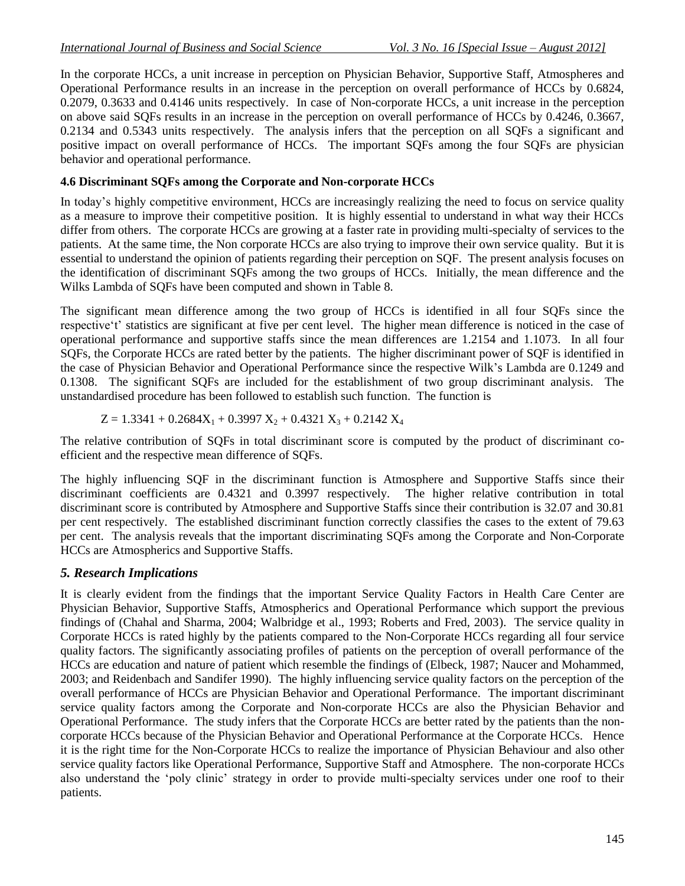In the corporate HCCs, a unit increase in perception on Physician Behavior, Supportive Staff, Atmospheres and Operational Performance results in an increase in the perception on overall performance of HCCs by 0.6824, 0.2079, 0.3633 and 0.4146 units respectively. In case of Non-corporate HCCs, a unit increase in the perception on above said SQFs results in an increase in the perception on overall performance of HCCs by 0.4246, 0.3667, 0.2134 and 0.5343 units respectively. The analysis infers that the perception on all SQFs a significant and positive impact on overall performance of HCCs. The important SQFs among the four SQFs are physician behavior and operational performance.

### 4.6 Discriminant SQFs among the Corporate and Non-corporate HCCs

In today's highly competitive environment, HCCs are increasingly realizing the need to focus on service quality as a measure to improve their competitive position. It is highly essential to understand in what way their HCCs differ from others. The corporate HCCs are growing at a faster rate in providing multi-specialty of services to the patients. At the same time, the Non corporate HCCs are also trying to improve their own service quality. But it is essential to understand the opinion of patients regarding their perception on SQF. The present analysis focuses on the identification of discriminant SQFs among the two groups of HCCs. Initially, the mean difference and the Wilks Lambda of SQFs have been computed and shown in Table 8.

The significant mean difference among the two group of HCCs is identified in all four SQFs since the respective't' statistics are significant at five per cent level. The higher mean difference is noticed in the case of operational performance and supportive staffs since the mean differences are 1.2154 and 1.1073. In all four SQFs, the Corporate HCCs are rated better by the patients. The higher discriminant power of SQF is identified in the case of Physician Behavior and Operational Performance since the respective Wilk's Lambda are 0.1249 and 0.1308. The significant SQFs are included for the establishment of two group discriminant analysis. The unstandardised procedure has been followed to establish such function. The function is

$$Z = 1.3341 + 0.2684X_1 + 0.3997\,X_2 + 0.4321\,X_3 + 0.2142\,X_4$$

The relative contribution of SQFs in total discriminant score is computed by the product of discriminant co-efficient and the respective mean difference of SQFs.

The highly influencing SQF in the discriminant function is Atmosphere and Supportive Staffs since their discriminant coefficients are 0.4321 and 0.3997 respectively. The higher relative contribution in total discriminant score is contributed by Atmosphere and Supportive Staffs since their contribution is 32.07 and 30.81 per cent respectively. The established discriminant function correctly classifies the cases to the extent of 79.63 per cent. The analysis reveals that the important discriminating SQFs among the Corporate and Non-Corporate HCCs are Atmospherics and Supportive Staffs.

## *5. Research Implications*

It is clearly evident from the findings that the important Service Quality Factors in Health Care Center are Physician Behavior, Supportive Staffs, Atmospherics and Operational Performance which support the previous findings of (Chahal and Sharma, 2004; Walbridge et al., 1993; Roberts and Fred, 2003). The service quality in Corporate HCCs is rated highly by the patients compared to the Non-Corporate HCCs regarding all four service quality factors. The significantly associating profiles of patients on the perception of overall performance of the HCCs are education and nature of patient which resemble the findings of (Elbeck, 1987; Naucer and Mohammed, 2003; and Reidenbach and Sandifer 1990). The highly influencing service quality factors on the perception of the overall performance of HCCs are Physician Behavior and Operational Performance. The important discriminant service quality factors among the Corporate and Non-corporate HCCs are also the Physician Behavior and Operational Performance. The study infers that the Corporate HCCs are better rated by the patients than the non-corporate HCCs because of the Physician Behavior and Operational Performance at the Corporate HCCs. Hence it is the right time for the Non-Corporate HCCs to realize the importance of Physician Behaviour and also other service quality factors like Operational Performance, Supportive Staff and Atmosphere. The non-corporate HCCs also understand the 'poly clinic' strategy in order to provide multi-specialty services under one roof to their patients.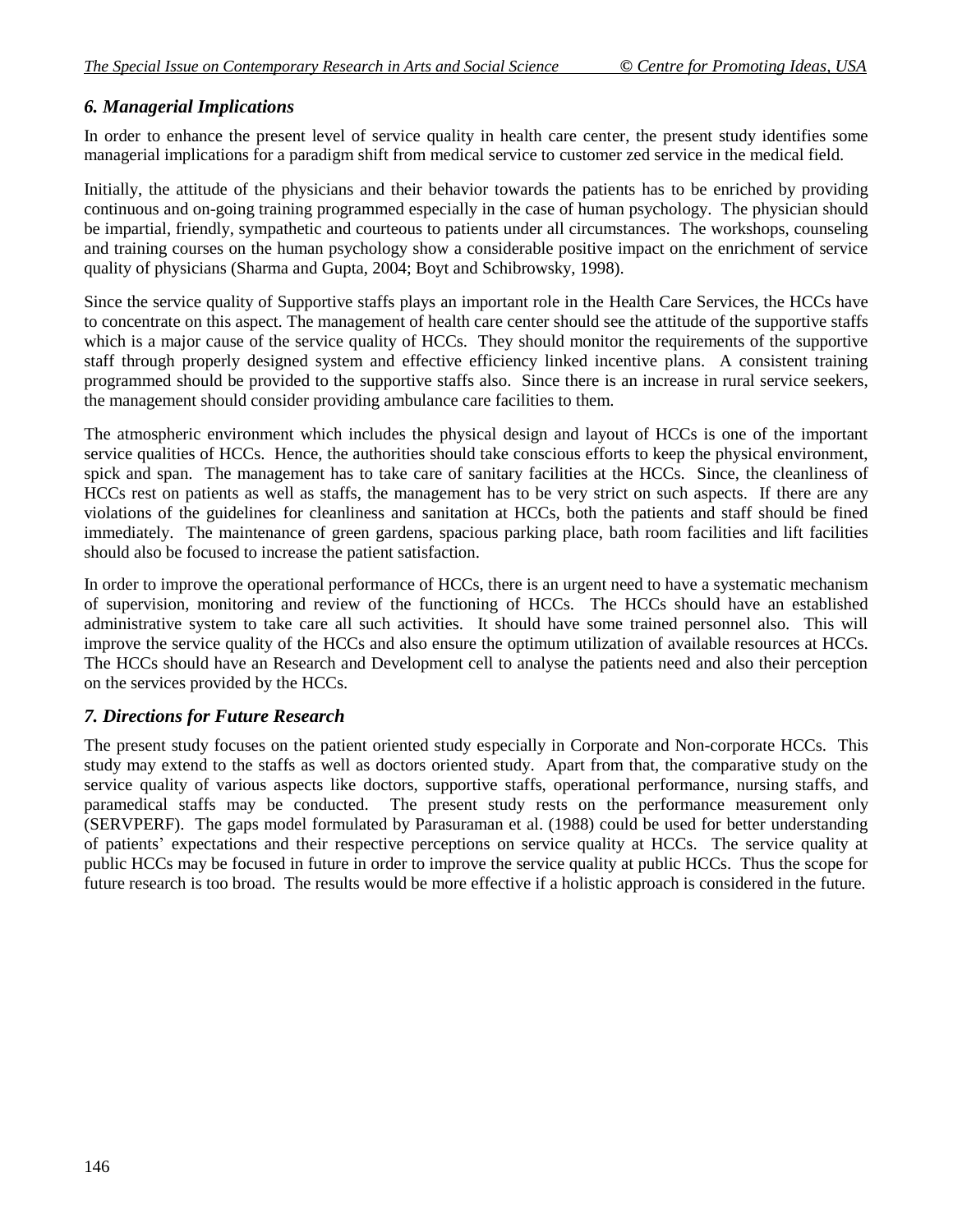### *6. Managerial Implications*

In order to enhance the present level of service quality in health care center, the present study identifies some managerial implications for a paradigm shift from medical service to customer zed service in the medical field.

Initially, the attitude of the physicians and their behavior towards the patients has to be enriched by providing continuous and on-going training programmed especially in the case of human psychology. The physician should be impartial, friendly, sympathetic and courteous to patients under all circumstances. The workshops, counseling and training courses on the human psychology show a considerable positive impact on the enrichment of service quality of physicians (Sharma and Gupta, 2004; Boyt and Schibrowsky, 1998).

Since the service quality of Supportive staffs plays an important role in the Health Care Services, the HCCs have to concentrate on this aspect. The management of health care center should see the attitude of the supportive staffs which is a major cause of the service quality of HCCs. They should monitor the requirements of the supportive staff through properly designed system and effective efficiency linked incentive plans. A consistent training programmed should be provided to the supportive staffs also. Since there is an increase in rural service seekers, the management should consider providing ambulance care facilities to them.

The atmospheric environment which includes the physical design and layout of HCCs is one of the important service qualities of HCCs. Hence, the authorities should take conscious efforts to keep the physical environment, spick and span. The management has to take care of sanitary facilities at the HCCs. Since, the cleanliness of HCCs rest on patients as well as staffs, the management has to be very strict on such aspects. If there are any violations of the guidelines for cleanliness and sanitation at HCCs, both the patients and staff should be fined immediately. The maintenance of green gardens, spacious parking place, bath room facilities and lift facilities should also be focused to increase the patient satisfaction.

In order to improve the operational performance of HCCs, there is an urgent need to have a systematic mechanism of supervision, monitoring and review of the functioning of HCCs. The HCCs should have an established administrative system to take care all such activities. It should have some trained personnel also. This will improve the service quality of the HCCs and also ensure the optimum utilization of available resources at HCCs. The HCCs should have an Research and Development cell to analyse the patients need and also their perception on the services provided by the HCCs.

### *7. Directions for Future Research*

The present study focuses on the patient oriented study especially in Corporate and Non-corporate HCCs. This study may extend to the staffs as well as doctors oriented study. Apart from that, the comparative study on the service quality of various aspects like doctors, supportive staffs, operational performance, nursing staffs, and paramedical staffs may be conducted. The present study rests on the performance measurement only (SERVPERF). The gaps model formulated by Parasuraman et al. (1988) could be used for better understanding of patients' expectations and their respective perceptions on service quality at HCCs. The service quality at public HCCs may be focused in future in order to improve the service quality at public HCCs. Thus the scope for future research is too broad. The results would be more effective if a holistic approach is considered in the future.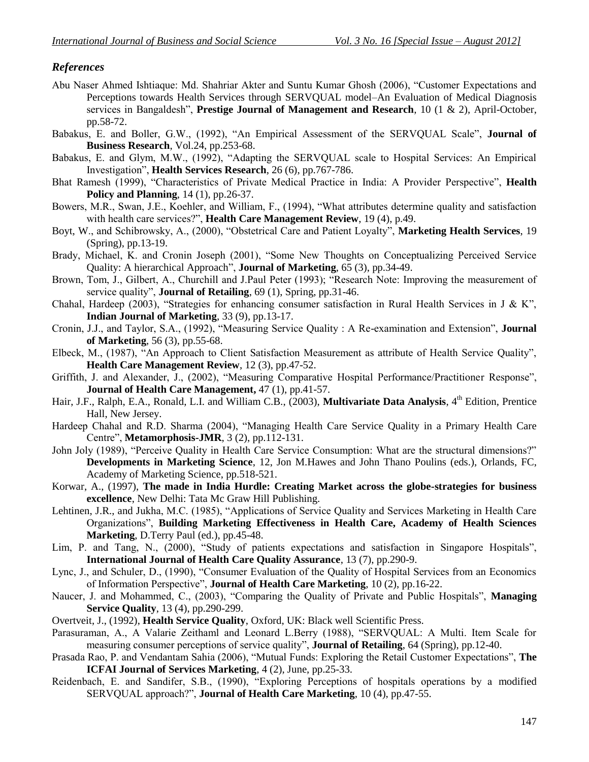### *References*

Abu Naser Ahmed Ishtiaque: Md. Shahriar Akter and Suntu Kumar Ghosh (2006), "Customer Expectations and Perceptions towards Health Services through SERVQUAL model–An Evaluation of Medical Diagnosis services in Bangaldesh", **Prestige Journal of Management and Research**, 10 (1 & 2), April-October, pp.58-72.

Babakus, E. and Boller, G.W., (1992), "An Empirical Assessment of the SERVQUAL Scale", **Journal of Business Research**, Vol.24, pp.253-68.

Babakus, E. and Glym, M.W., (1992), "Adapting the SERVQUAL scale to Hospital Services: An Empirical Investigation", **Health Services Research**, 26 (6), pp.767-786.

Bhat Ramesh (1999), "Characteristics of Private Medical Practice in India: A Provider Perspective", **Health Policy and Planning**, 14 (1), pp.26-37.

Bowers, M.R., Swan, J.E., Koehler, and William, F., (1994), "What attributes determine quality and satisfaction with health care services?", **Health Care Management Review**, 19 (4), p.49.

Boyt, W., and Schibrowsky, A., (2000), "Obstetrical Care and Patient Loyalty", **Marketing Health Services**, 19 (Spring), pp.13-19.

Brady, Michael, K. and Cronin Joseph (2001), "Some New Thoughts on Conceptualizing Perceived Service Quality: A hierarchical Approach", **Journal of Marketing**, 65 (3), pp.34-49.

Brown, Tom, J., Gilbert, A., Churchill and J.Paul Peter (1993); "Research Note: Improving the measurement of service quality", **Journal of Retailing**, 69 (1), Spring, pp.31-46.

Chahal, Hardeep (2003), "Strategies for enhancing consumer satisfaction in Rural Health Services in J & K", **Indian Journal of Marketing**, 33 (9), pp.13-17.

Cronin, J.J., and Taylor, S.A., (1992), "Measuring Service Quality : A Re-examination and Extension", **Journal of Marketing**, 56 (3), pp.55-68.

Elbeck, M., (1987), "An Approach to Client Satisfaction Measurement as attribute of Health Service Quality", **Health Care Management Review**, 12 (3), pp.47-52.

Griffith, J. and Alexander, J., (2002), "Measuring Comparative Hospital Performance/Practitioner Response", **Journal of Health Care Management,** 47 (1), pp.41-57.

Hair, J.F., Ralph, E.A., Ronald, L.I. and William C.B., (2003), **Multivariate Data Analysis**, 4th Edition, Prentice Hall, New Jersey.

Hardeep Chahal and R.D. Sharma (2004), "Managing Health Care Service Quality in a Primary Health Care Centre", **Metamorphosis-JMR**, 3 (2), pp.112-131.

John Joly (1989), "Perceive Quality in Health Care Service Consumption: What are the structural dimensions?" **Developments in Marketing Science**, 12, Jon M.Hawes and John Thano Poulins (eds.), Orlands, FC, Academy of Marketing Science, pp.518-521.

Korwar, A., (1997), **The made in India Hurdle: Creating Market across the globe-strategies for business excellence**, New Delhi: Tata Mc Graw Hill Publishing.

Lehtinen, J.R., and Jukha, M.C. (1985), "Applications of Service Quality and Services Marketing in Health Care Organizations", **Building Marketing Effectiveness in Health Care, Academy of Health Sciences Marketing**, D.Terry Paul (ed.), pp.45-48.

Lim, P. and Tang, N., (2000), "Study of patients expectations and satisfaction in Singapore Hospitals", **International Journal of Health Care Quality Assurance**, 13 (7), pp.290-9.

Lync, J., and Schuler, D., (1990), "Consumer Evaluation of the Quality of Hospital Services from an Economics of Information Perspective", **Journal of Health Care Marketing**, 10 (2), pp.16-22.

Naucer, J. and Mohammed, C., (2003), "Comparing the Quality of Private and Public Hospitals", **Managing Service Quality**, 13 (4), pp.290-299.

Overtveit, J., (1992), **Health Service Quality**, Oxford, UK: Black well Scientific Press.

Parasuraman, A., A Valarie Zeithaml and Leonard L.Berry (1988), "SERVQUAL: A Multi. Item Scale for measuring consumer perceptions of service quality", **Journal of Retailing**, 64 (Spring), pp.12-40.

Prasada Rao, P. and Vendantam Sahia (2006), "Mutual Funds: Exploring the Retail Customer Expectations", **The ICFAI Journal of Services Marketing**, 4 (2), June, pp.25-33.

Reidenbach, E. and Sandifer, S.B., (1990), "Exploring Perceptions of hospitals operations by a modified SERVQUAL approach?", **Journal of Health Care Marketing**, 10 (4), pp.47-55.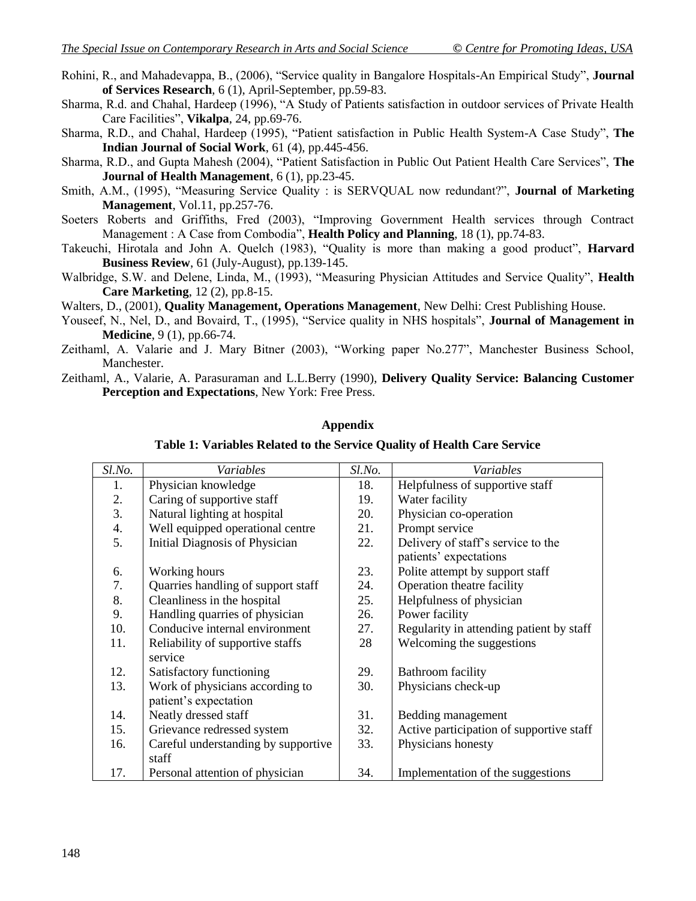Rohini, R., and Mahadevappa, B., (2006), "Service quality in Bangalore Hospitals-An Empirical Study", **Journal of Services Research**, 6 (1), April-September, pp.59-83.

Sharma, R.d. and Chahal, Hardeep (1996), "A Study of Patients satisfaction in outdoor services of Private Health Care Facilities", **Vikalpa**, 24, pp.69-76.

Sharma, R.D., and Chahal, Hardeep (1995), "Patient satisfaction in Public Health System-A Case Study", **The Indian Journal of Social Work**, 61 (4), pp.445-456.

Sharma, R.D., and Gupta Mahesh (2004), "Patient Satisfaction in Public Out Patient Health Care Services", **The Journal of Health Management**, 6 (1), pp.23-45.

Smith, A.M., (1995), "Measuring Service Quality : is SERVQUAL now redundant?", **Journal of Marketing Management**, Vol.11, pp.257-76.

Soeters Roberts and Griffiths, Fred (2003), "Improving Government Health services through Contract Management : A Case from Combodia", **Health Policy and Planning**, 18 (1), pp.74-83.

Takeuchi, Hirotala and John A. Quelch (1983), "Quality is more than making a good product", **Harvard Business Review**, 61 (July-August), pp.139-145.

Walbridge, S.W. and Delene, Linda, M., (1993), "Measuring Physician Attitudes and Service Quality", **Health Care Marketing**, 12 (2), pp.8-15.

Walters, D., (2001), **Quality Management, Operations Management**, New Delhi: Crest Publishing House.

Youseef, N., Nel, D., and Bovaird, T., (1995), "Service quality in NHS hospitals", **Journal of Management in Medicine**, 9 (1), pp.66-74.

Zeithaml, A. Valarie and J. Mary Bitner (2003), "Working paper No.277", Manchester Business School, Manchester.

Zeithaml, A., Valarie, A. Parasuraman and L.L.Berry (1990), **Delivery Quality Service: Balancing Customer Perception and Expectations**, New York: Free Press.

## Appendix

**Table 1: Variables Related to the Service Quality of Health Care Service**

| *Sl.No.* | *Variables* | *Sl.No.* | *Variables* |
|---|---|---|---|
| 1. | Physician knowledge | 18. | Helpfulness of supportive staff |
| 2. | Caring of supportive staff | 19. | Water facility |
| 3. | Natural lighting at hospital | 20. | Physician co-operation |
| 4. | Well equipped operational centre | 21. | Prompt service |
| 5. | Initial Diagnosis of Physician | 22. | Delivery of staff's service to the patients' expectations |
| 6. | Working hours | 23. | Polite attempt by support staff |
| 7. | Quarries handling of support staff | 24. | Operation theatre facility |
| 8. | Cleanliness in the hospital | 25. | Helpfulness of physician |
| 9. | Handling quarries of physician | 26. | Power facility |
| 10. | Conducive internal environment | 27. | Regularity in attending patient by staff |
| 11. | Reliability of supportive staffs service | 28 | Welcoming the suggestions |
| 12. | Satisfactory functioning | 29. | Bathroom facility |
| 13. | Work of physicians according to patient's expectation | 30. | Physicians check-up |
| 14. | Neatly dressed staff | 31. | Bedding management |
| 15. | Grievance redressed system | 32. | Active participation of supportive staff |
| 16. | Careful understanding by supportive staff | 33. | Physicians honesty |
| 17. | Personal attention of physician | 34. | Implementation of the suggestions |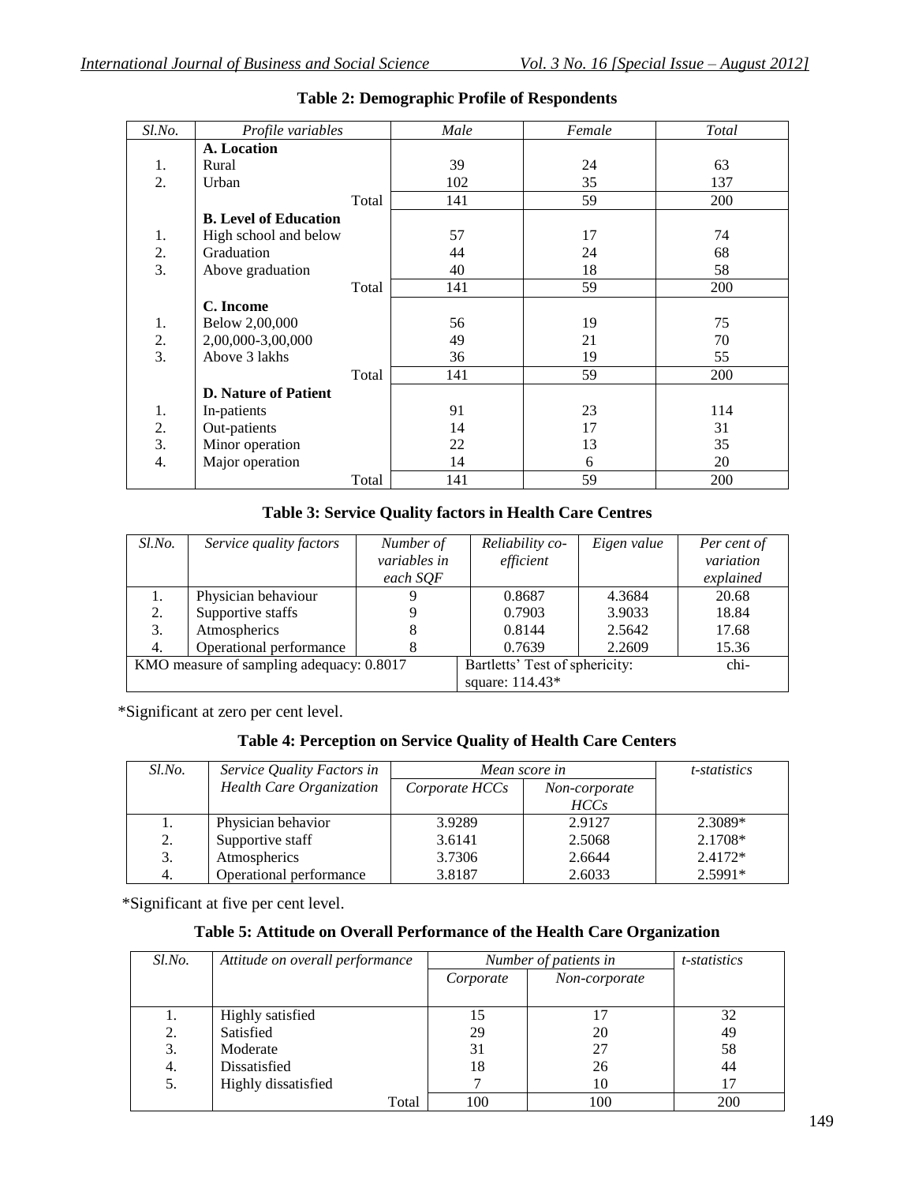**Table 2: Demographic Profile of Respondents**

| *Sl.No.* | *Profile variables* | *Male* | *Female* | *Total* |
|---|---|---|---|---|
| | **A. Location** | | | |
| 1. | Rural | 39 | 24 | 63 |
| 2. | Urban | 102 | 35 | 137 |
| | Total | 141 | 59 | 200 |
| | **B. Level of Education** | | | |
| 1. | High school and below | 57 | 17 | 74 |
| 2. | Graduation | 44 | 24 | 68 |
| 3. | Above graduation | 40 | 18 | 58 |
| | Total | 141 | 59 | 200 |
| | **C. Income** | | | |
| 1. | Below 2,00,000 | 56 | 19 | 75 |
| 2. | 2,00,000-3,00,000 | 49 | 21 | 70 |
| 3. | Above 3 lakhs | 36 | 19 | 55 |
| | Total | 141 | 59 | 200 |
| | **D. Nature of Patient** | | | |
| 1. | In-patients | 91 | 23 | 114 |
| 2. | Out-patients | 14 | 17 | 31 |
| 3. | Minor operation | 22 | 13 | 35 |
| 4. | Major operation | 14 | 6 | 20 |
| | Total | 141 | 59 | 200 |

**Table 3: Service Quality factors in Health Care Centres**

| *Sl.No.* | *Service quality factors* | *Number of variables in each SQF* | *Reliability co-efficient* | *Eigen value* | *Per cent of variation explained* |
|---|---|---|---|---|---|
| 1. | Physician behaviour | 9 | 0.8687 | 4.3684 | 20.68 |
| 2. | Supportive staffs | 9 | 0.7903 | 3.9033 | 18.84 |
| 3. | Atmospherics | 8 | 0.8144 | 2.5642 | 17.68 |
| 4. | Operational performance | 8 | 0.7639 | 2.2609 | 15.36 |
| KMO measure of sampling adequacy: 0.8017 | | | Bartletts' Test of sphericity: chi-square: 114.43* | | |

*Significant at zero per cent level.

**Table 4: Perception on Service Quality of Health Care Centers**

| *Sl.No.* | *Service Quality Factors in Health Care Organization* | *Mean score in* | | *t-statistics* |
|---|---|---|---|---|
| | | *Corporate HCCs* | *Non-corporate HCCs* | |
| 1. | Physician behavior | 3.9289 | 2.9127 | 2.3089* |
| 2. | Supportive staff | 3.6141 | 2.5068 | 2.1708* |
| 3. | Atmospherics | 3.7306 | 2.6644 | 2.4172* |
| 4. | Operational performance | 3.8187 | 2.6033 | 2.5991* |

*Significant at five per cent level.

**Table 5: Attitude on Overall Performance of the Health Care Organization**

| *Sl.No.* | *Attitude on overall performance* | *Number of patients in* | | *t-statistics* |
|---|---|---|---|---|
| | | *Corporate* | *Non-corporate* | |
| 1. | Highly satisfied | 15 | 17 | 32 |
| 2. | Satisfied | 29 | 20 | 49 |
| 3. | Moderate | 31 | 27 | 58 |
| 4. | Dissatisfied | 18 | 26 | 44 |
| 5. | Highly dissatisfied | 7 | 10 | 17 |
| | Total | 100 | 100 | 200 |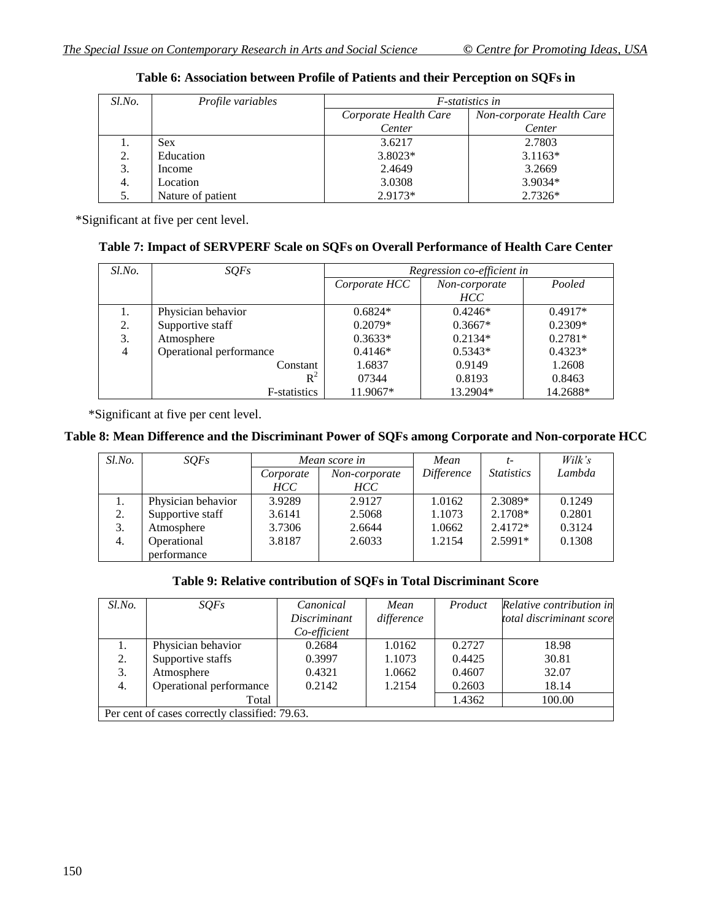**Table 6: Association between Profile of Patients and their Perception on SQFs in**

| *Sl.No.* | *Profile variables* | *F-statistics in* | |
|---|---|---|---|
| | | *Corporate Health Care Center* | *Non-corporate Health Care Center* |
| 1. | Sex | 3.6217 | 2.7803 |
| 2. | Education | 3.8023* | 3.1163* |
| 3. | Income | 2.4649 | 3.2669 |
| 4. | Location | 3.0308 | 3.9034* |
| 5. | Nature of patient | 2.9173* | 2.7326* |

*Significant at five per cent level.

**Table 7: Impact of SERVPERF Scale on SQFs on Overall Performance of Health Care Center**

| *Sl.No.* | *SQFs* | *Regression co-efficient in* | | |
|---|---|---|---|---|
| | | *Corporate HCC* | *Non-corporate HCC* | *Pooled* |
| 1. | Physician behavior | 0.6824* | 0.4246* | 0.4917* |
| 2. | Supportive staff | 0.2079* | 0.3667* | 0.2309* |
| 3. | Atmosphere | 0.3633* | 0.2134* | 0.2781* |
| 4 | Operational performance | 0.4146* | 0.5343* | 0.4323* |
| | Constant | 1.6837 | 0.9149 | 1.2608 |
| | $R^2$ | 07344 | 0.8193 | 0.8463 |
| | F-statistics | 11.9067* | 13.2904* | 14.2688* |

*Significant at five per cent level.

**Table 8: Mean Difference and the Discriminant Power of SQFs among Corporate and Non-corporate HCC**

| *Sl.No.* | *SQFs* | *Mean score in* | | *Mean Difference* | *t-Statistics* | *Wilk's Lambda* |
|---|---|---|---|---|---|---|
| | | *Corporate HCC* | *Non-corporate HCC* | | | |
| 1. | Physician behavior | 3.9289 | 2.9127 | 1.0162 | 2.3089* | 0.1249 |
| 2. | Supportive staff | 3.6141 | 2.5068 | 1.1073 | 2.1708* | 0.2801 |
| 3. | Atmosphere | 3.7306 | 2.6644 | 1.0662 | 2.4172* | 0.3124 |
| 4. | Operational performance | 3.8187 | 2.6033 | 1.2154 | 2.5991* | 0.1308 |

**Table 9: Relative contribution of SQFs in Total Discriminant Score**

| *Sl.No.* | *SQFs* | *Canonical Discriminant Co-efficient* | *Mean difference* | *Product* | *Relative contribution in total discriminant score* |
|---|---|---|---|---|---|
| 1. | Physician behavior | 0.2684 | 1.0162 | 0.2727 | 18.98 |
| 2. | Supportive staffs | 0.3997 | 1.1073 | 0.4425 | 30.81 |
| 3. | Atmosphere | 0.4321 | 1.0662 | 0.4607 | 32.07 |
| 4. | Operational performance | 0.2142 | 1.2154 | 0.2603 | 18.14 |
| | Total | | | 1.4362 | 100.00 |
| Per cent of cases correctly classified: 79.63. | | | | | |